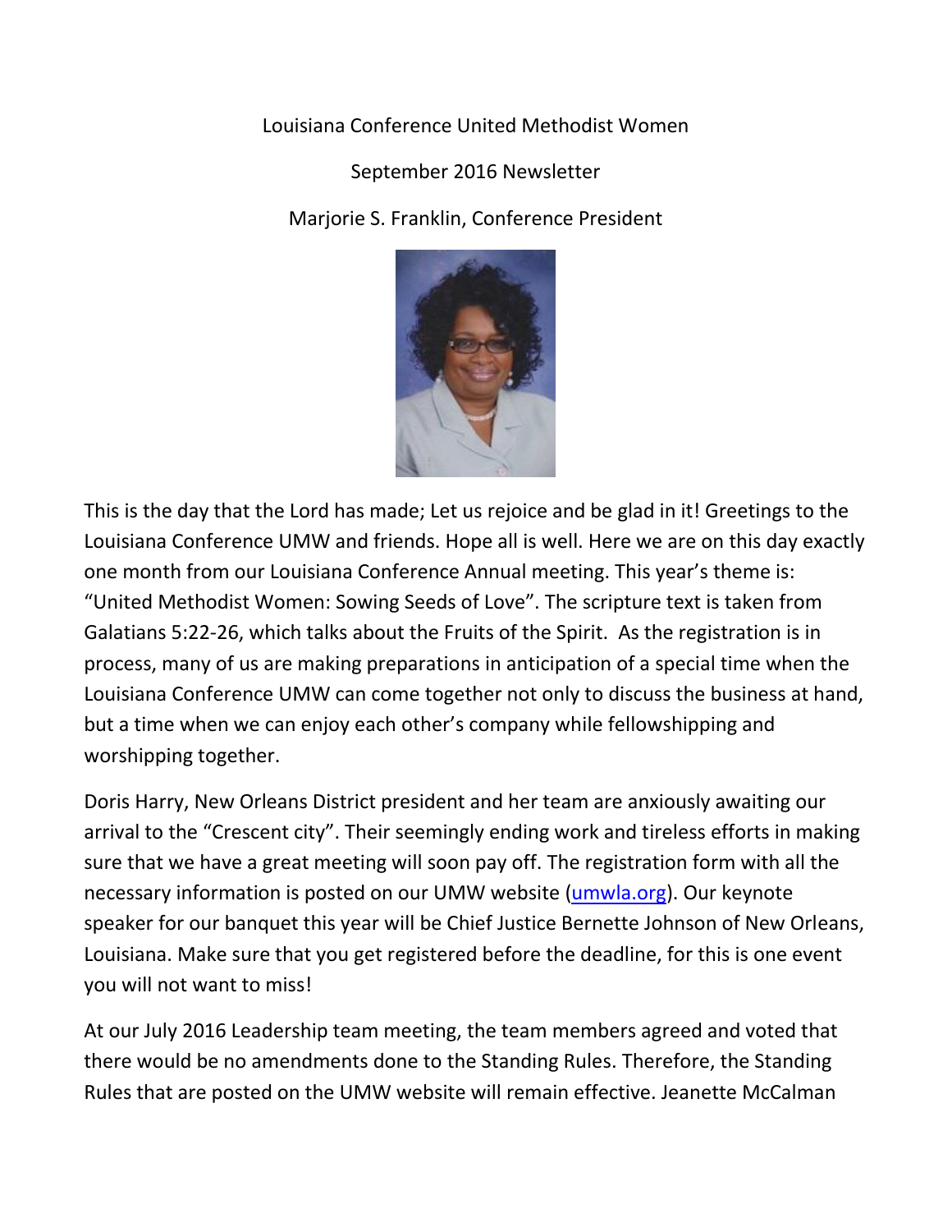Louisiana Conference United Methodist Women

September 2016 Newsletter

Marjorie S. Franklin, Conference President

This is the day that the Lord has made; Let us rejoice and be glad in it! Greetings to the Louisiana Conference UMW and friends. Hope all is well. Here we are on this day exactly one month from our Louisiana Conference Annual meeting. This year's theme is: "United Methodist Women: Sowing Seeds of Love". The scripture text is taken from Galatians 5:22-26, which talks about the Fruits of the Spirit. As the registration is in process, many of us are making preparations in anticipation of a special time when the Louisiana Conference UMW can come together not only to discuss the business at hand, but a time when we can enjoy each other's company while fellowshipping and worshipping together.

Doris Harry, New Orleans District president and her team are anxiously awaiting our arrival to the "Crescent city". Their seemingly ending work and tireless efforts in making sure that we have a great meeting will soon pay off. The registration form with all the necessary information is posted on our UMW website (umwla.org). Our keynote speaker for our banquet this year will be Chief Justice Bernette Johnson of New Orleans, Louisiana. Make sure that you get registered before the deadline, for this is one event you will not want to miss!

At our July 2016 Leadership team meeting, the team members agreed and voted that there would be no amendments done to the Standing Rules. Therefore, the Standing Rules that are posted on the UMW website will remain effective. Jeanette McCalman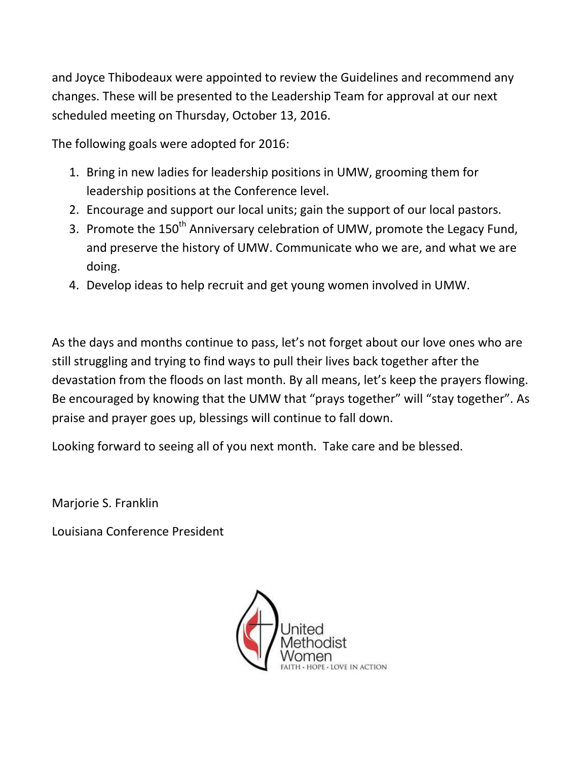and Joyce Thibodeaux were appointed to review the Guidelines and recommend any changes. These will be presented to the Leadership Team for approval at our next scheduled meeting on Thursday, October 13, 2016.

The following goals were adopted for 2016:

1. Bring in new ladies for leadership positions in UMW, grooming them for leadership positions at the Conference level.
2. Encourage and support our local units; gain the support of our local pastors.
3. Promote the 150th Anniversary celebration of UMW, promote the Legacy Fund, and preserve the history of UMW. Communicate who we are, and what we are doing.
4. Develop ideas to help recruit and get young women involved in UMW.

As the days and months continue to pass, let's not forget about our love ones who are still struggling and trying to find ways to pull their lives back together after the devastation from the floods on last month. By all means, let's keep the prayers flowing. Be encouraged by knowing that the UMW that "prays together" will "stay together". As praise and prayer goes up, blessings will continue to fall down.

Looking forward to seeing all of you next month. Take care and be blessed.

Marjorie S. Franklin

Louisiana Conference President

United Methodist Women

FAITH · HOPE · LOVE IN ACTION